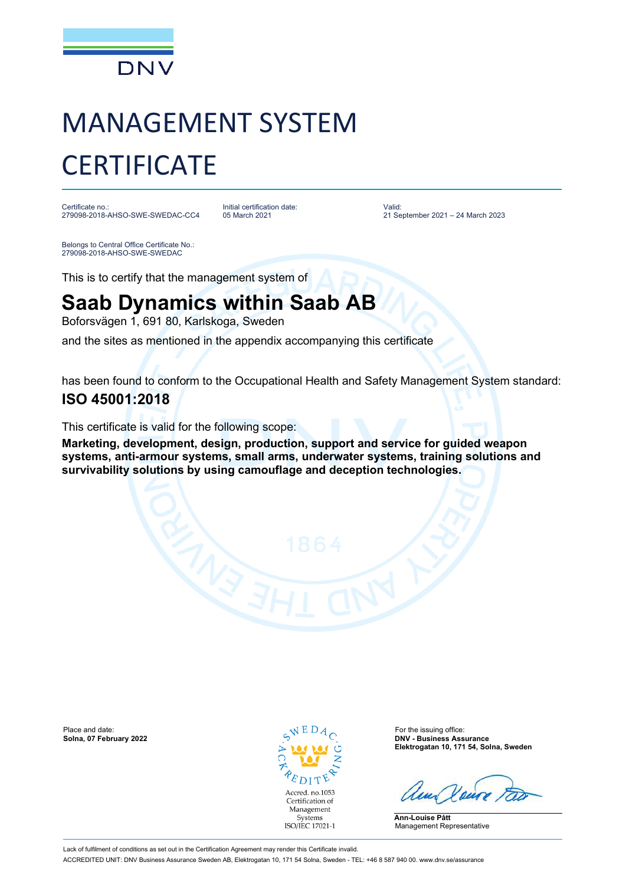DNV

# MANAGEMENT SYSTEM CERTIFICATE

Certificate no.:
279098-2018-AHSO-SWE-SWEDAC-CC4

Initial certification date:
05 March 2021

Valid:
21 September 2021 – 24 March 2023

Belongs to Central Office Certificate No.:
279098-2018-AHSO-SWE-SWEDAC

This is to certify that the management system of

## Saab Dynamics within Saab AB

Boforsvägen 1, 691 80, Karlskoga, Sweden

and the sites as mentioned in the appendix accompanying this certificate

has been found to conform to the Occupational Health and Safety Management System standard:

### ISO 45001:2018

This certificate is valid for the following scope:

**Marketing, development, design, production, support and service for guided weapon systems, anti-armour systems, small arms, underwater systems, training solutions and survivability solutions by using camouflage and deception technologies.**

Place and date:
**Solna, 07 February 2022**

SWEDAC ACKREDITERING
Accred. no.1053
Certification of Management Systems
ISO/IEC 17021-1

For the issuing office:
**DNV - Business Assurance**
**Elektrogatan 10, 171 54, Solna, Sweden**

**Ann-Louise Pått**
Management Representative

Lack of fulfilment of conditions as set out in the Certification Agreement may render this Certificate invalid.
ACCREDITED UNIT: DNV Business Assurance Sweden AB, Elektrogatan 10, 171 54 Solna, Sweden - TEL: +46 8 587 940 00. www.dnv.se/assurance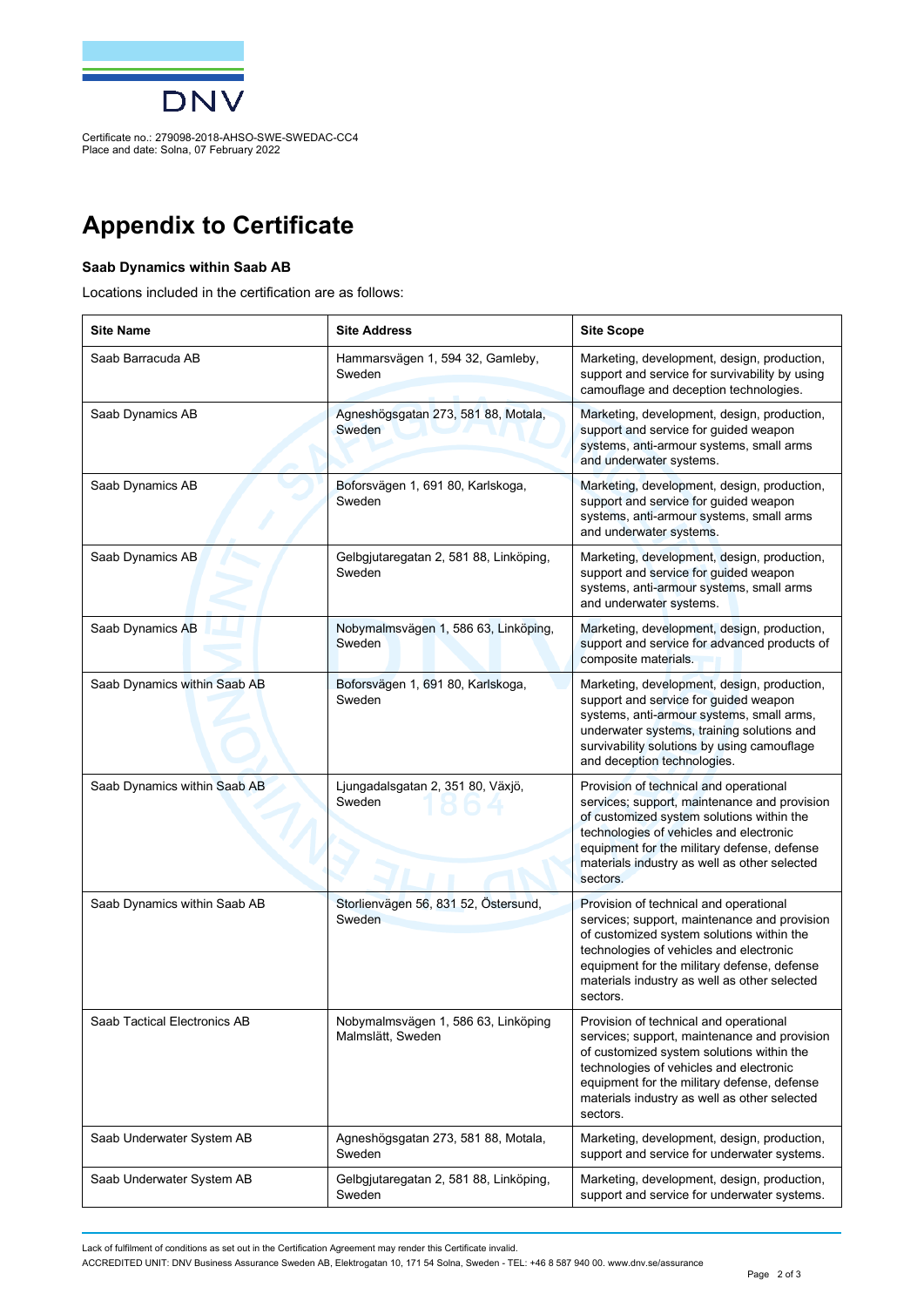Certificate no.: 279098-2018-AHSO-SWE-SWEDAC-CC4
Place and date: Solna, 07 February 2022

# Appendix to Certificate

**Saab Dynamics within Saab AB**

Locations included in the certification are as follows:

| Site Name | Site Address | Site Scope |
|---|---|---|
| Saab Barracuda AB | Hammarsvägen 1, 594 32, Gamleby, Sweden | Marketing, development, design, production, support and service for survivability by using camouflage and deception technologies. |
| Saab Dynamics AB | Agneshögsgatan 273, 581 88, Motala, Sweden | Marketing, development, design, production, support and service for guided weapon systems, anti-armour systems, small arms and underwater systems. |
| Saab Dynamics AB | Boforsvägen 1, 691 80, Karlskoga, Sweden | Marketing, development, design, production, support and service for guided weapon systems, anti-armour systems, small arms and underwater systems. |
| Saab Dynamics AB | Gelbgjutaregatan 2, 581 88, Linköping, Sweden | Marketing, development, design, production, support and service for guided weapon systems, anti-armour systems, small arms and underwater systems. |
| Saab Dynamics AB | Nobymalmsvägen 1, 586 63, Linköping, Sweden | Marketing, development, design, production, support and service for advanced products of composite materials. |
| Saab Dynamics within Saab AB | Boforsvägen 1, 691 80, Karlskoga, Sweden | Marketing, development, design, production, support and service for guided weapon systems, anti-armour systems, small arms, underwater systems, training solutions and survivability solutions by using camouflage and deception technologies. |
| Saab Dynamics within Saab AB | Ljungadalsgatan 2, 351 80, Växjö, Sweden | Provision of technical and operational services; support, maintenance and provision of customized system solutions within the technologies of vehicles and electronic equipment for the military defense, defense materials industry as well as other selected sectors. |
| Saab Dynamics within Saab AB | Storlienvägen 56, 831 52, Östersund, Sweden | Provision of technical and operational services; support, maintenance and provision of customized system solutions within the technologies of vehicles and electronic equipment for the military defense, defense materials industry as well as other selected sectors. |
| Saab Tactical Electronics AB | Nobymalmsvägen 1, 586 63, Linköping Malmslätt, Sweden | Provision of technical and operational services; support, maintenance and provision of customized system solutions within the technologies of vehicles and electronic equipment for the military defense, defense materials industry as well as other selected sectors. |
| Saab Underwater System AB | Agneshögsgatan 273, 581 88, Motala, Sweden | Marketing, development, design, production, support and service for underwater systems. |
| Saab Underwater System AB | Gelbgjutaregatan 2, 581 88, Linköping, Sweden | Marketing, development, design, production, support and service for underwater systems. |

Lack of fulfilment of conditions as set out in the Certification Agreement may render this Certificate invalid.

ACCREDITED UNIT: DNV Business Assurance Sweden AB, Elektrogatan 10, 171 54 Solna, Sweden - TEL: +46 8 587 940 00. www.dnv.se/assurance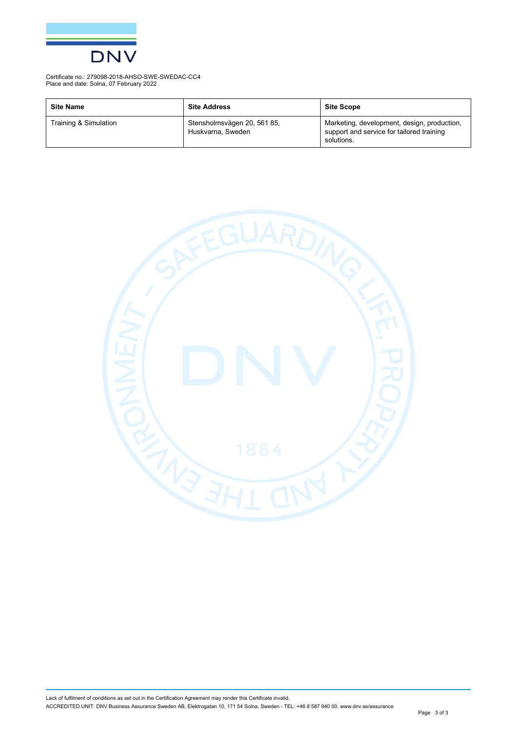Certificate no.: 279098-2018-AHSO-SWE-SWEDAC-CC4
Place and date: Solna, 07 February 2022

| Site Name | Site Address | Site Scope |
|---|---|---|
| Training & Simulation | Stensholmsvägen 20, 561 85, Huskvarna, Sweden | Marketing, development, design, production, support and service for tailored training solutions. |

Lack of fulfilment of conditions as set out in the Certification Agreement may render this Certificate invalid.

ACCREDITED UNIT: DNV Business Assurance Sweden AB, Elektrogatan 10, 171 54 Solna, Sweden - TEL: +46 8 587 940 00. www.dnv.se/assurance